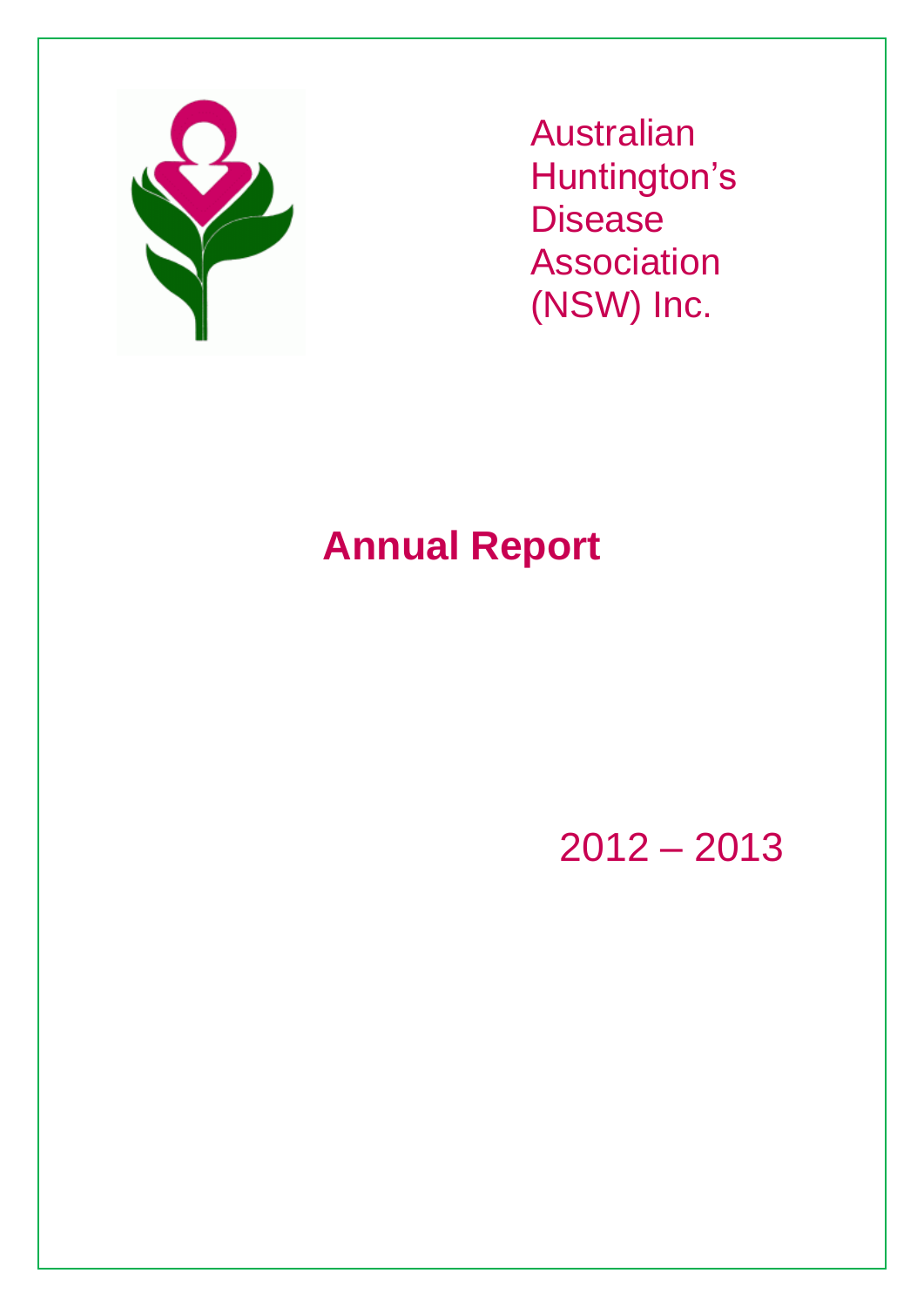Australian
Huntington's
Disease
Association
(NSW) Inc.

# Annual Report

2012 – 2013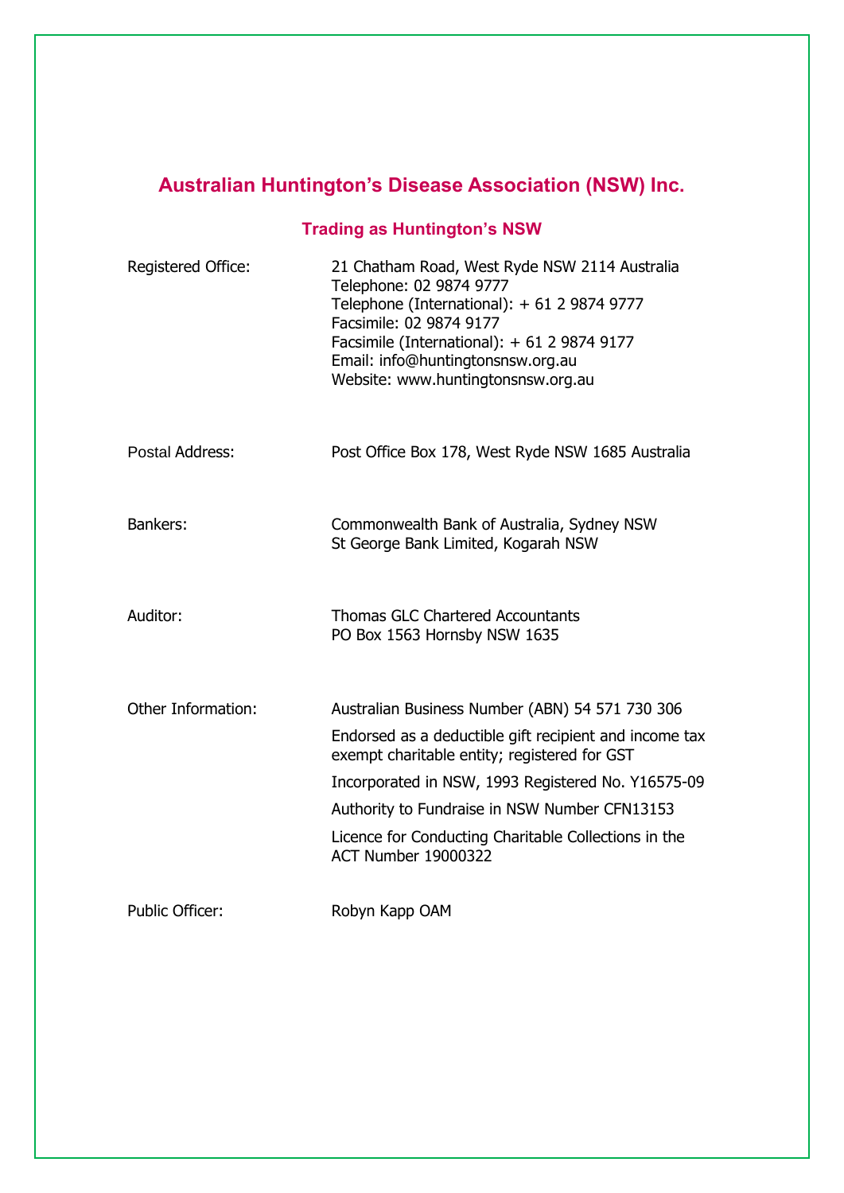# Australian Huntington's Disease Association (NSW) Inc.

## Trading as Huntington's NSW

| | |
|---|---|
| Registered Office: | 21 Chatham Road, West Ryde NSW 2114 Australia<br>Telephone: 02 9874 9777<br>Telephone (International): + 61 2 9874 9777<br>Facsimile: 02 9874 9177<br>Facsimile (International): + 61 2 9874 9177<br>Email: info@huntingtonsnsw.org.au<br>Website: www.huntingtonsnsw.org.au |
| Postal Address: | Post Office Box 178, West Ryde NSW 1685 Australia |
| Bankers: | Commonwealth Bank of Australia, Sydney NSW<br>St George Bank Limited, Kogarah NSW |
| Auditor: | Thomas GLC Chartered Accountants<br>PO Box 1563 Hornsby NSW 1635 |
| Other Information: | Australian Business Number (ABN) 54 571 730 306<br>Endorsed as a deductible gift recipient and income tax exempt charitable entity; registered for GST<br>Incorporated in NSW, 1993 Registered No. Y16575-09<br>Authority to Fundraise in NSW Number CFN13153<br>Licence for Conducting Charitable Collections in the ACT Number 19000322 |
| Public Officer: | Robyn Kapp OAM |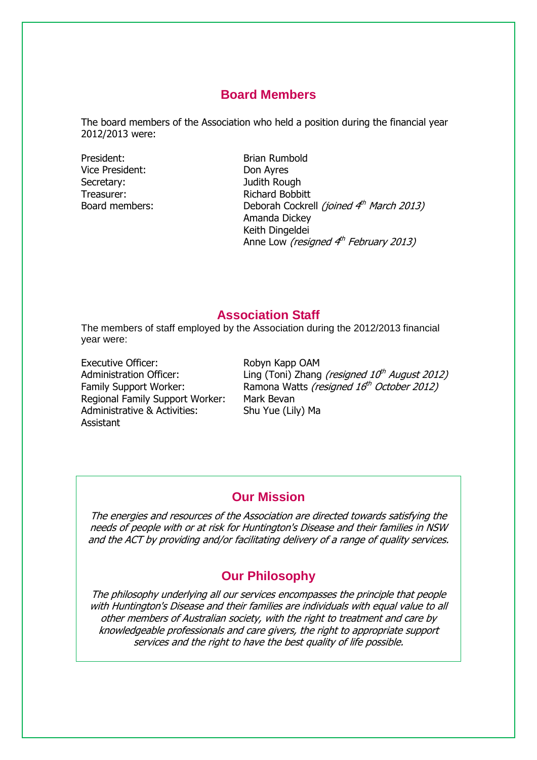## Board Members

The board members of the Association who held a position during the financial year 2012/2013 were:

| | |
|---|---|
| President: | Brian Rumbold |
| Vice President: | Don Ayres |
| Secretary: | Judith Rough |
| Treasurer: | Richard Bobbitt |
| Board members: | Deborah Cockrell *(joined 4th March 2013)* |
| | Amanda Dickey |
| | Keith Dingeldei |
| | Anne Low *(resigned 4th February 2013)* |

## Association Staff

The members of staff employed by the Association during the 2012/2013 financial year were:

| | |
|---|---|
| Executive Officer: | Robyn Kapp OAM |
| Administration Officer: | Ling (Toni) Zhang *(resigned 10th August 2012)* |
| Family Support Worker: | Ramona Watts *(resigned 16th October 2012)* |
| Regional Family Support Worker: | Mark Bevan |
| Administrative & Activities: Assistant | Shu Yue (Lily) Ma |

## Our Mission

*The energies and resources of the Association are directed towards satisfying the needs of people with or at risk for Huntington's Disease and their families in NSW and the ACT by providing and/or facilitating delivery of a range of quality services.*

## Our Philosophy

*The philosophy underlying all our services encompasses the principle that people with Huntington's Disease and their families are individuals with equal value to all other members of Australian society, with the right to treatment and care by knowledgeable professionals and care givers, the right to appropriate support services and the right to have the best quality of life possible.*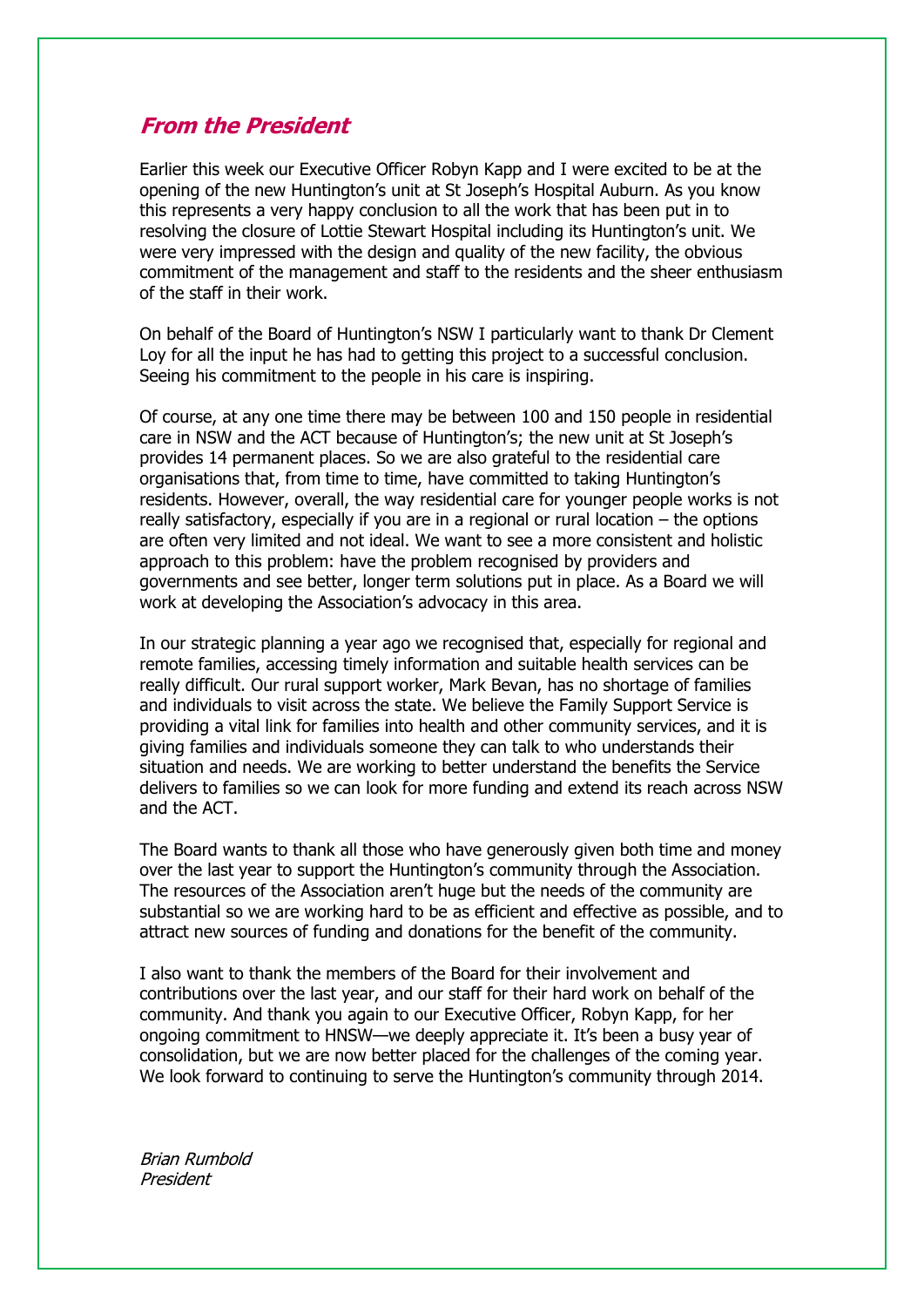## *From the President*

Earlier this week our Executive Officer Robyn Kapp and I were excited to be at the opening of the new Huntington's unit at St Joseph's Hospital Auburn. As you know this represents a very happy conclusion to all the work that has been put in to resolving the closure of Lottie Stewart Hospital including its Huntington's unit. We were very impressed with the design and quality of the new facility, the obvious commitment of the management and staff to the residents and the sheer enthusiasm of the staff in their work.

On behalf of the Board of Huntington's NSW I particularly want to thank Dr Clement Loy for all the input he has had to getting this project to a successful conclusion. Seeing his commitment to the people in his care is inspiring.

Of course, at any one time there may be between 100 and 150 people in residential care in NSW and the ACT because of Huntington's; the new unit at St Joseph's provides 14 permanent places. So we are also grateful to the residential care organisations that, from time to time, have committed to taking Huntington's residents. However, overall, the way residential care for younger people works is not really satisfactory, especially if you are in a regional or rural location – the options are often very limited and not ideal. We want to see a more consistent and holistic approach to this problem: have the problem recognised by providers and governments and see better, longer term solutions put in place. As a Board we will work at developing the Association's advocacy in this area.

In our strategic planning a year ago we recognised that, especially for regional and remote families, accessing timely information and suitable health services can be really difficult. Our rural support worker, Mark Bevan, has no shortage of families and individuals to visit across the state. We believe the Family Support Service is providing a vital link for families into health and other community services, and it is giving families and individuals someone they can talk to who understands their situation and needs. We are working to better understand the benefits the Service delivers to families so we can look for more funding and extend its reach across NSW and the ACT.

The Board wants to thank all those who have generously given both time and money over the last year to support the Huntington's community through the Association. The resources of the Association aren't huge but the needs of the community are substantial so we are working hard to be as efficient and effective as possible, and to attract new sources of funding and donations for the benefit of the community.

I also want to thank the members of the Board for their involvement and contributions over the last year, and our staff for their hard work on behalf of the community. And thank you again to our Executive Officer, Robyn Kapp, for her ongoing commitment to HNSW—we deeply appreciate it. It's been a busy year of consolidation, but we are now better placed for the challenges of the coming year. We look forward to continuing to serve the Huntington's community through 2014.

*Brian Rumbold*
*President*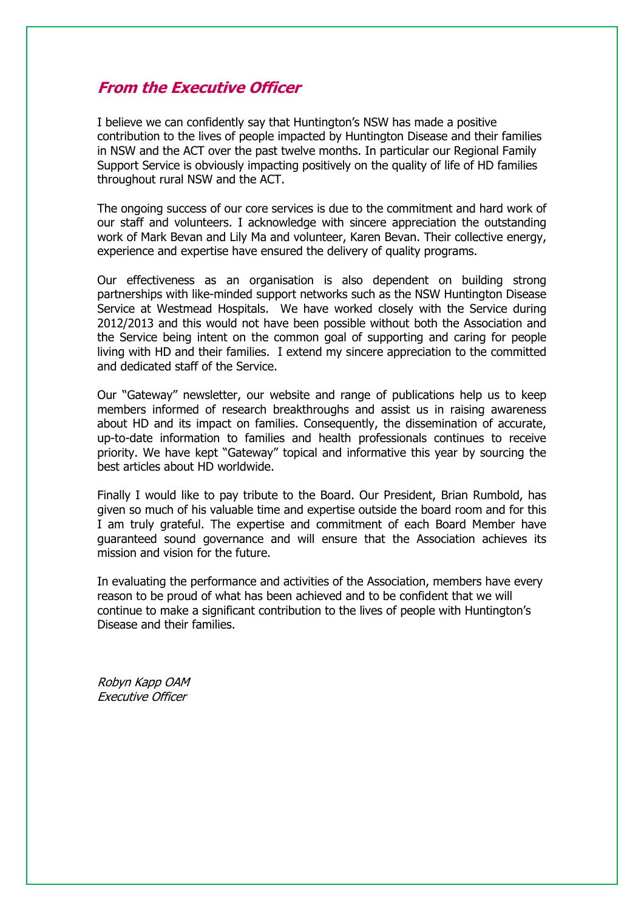## *From the Executive Officer*

I believe we can confidently say that Huntington's NSW has made a positive contribution to the lives of people impacted by Huntington Disease and their families in NSW and the ACT over the past twelve months. In particular our Regional Family Support Service is obviously impacting positively on the quality of life of HD families throughout rural NSW and the ACT.

The ongoing success of our core services is due to the commitment and hard work of our staff and volunteers. I acknowledge with sincere appreciation the outstanding work of Mark Bevan and Lily Ma and volunteer, Karen Bevan. Their collective energy, experience and expertise have ensured the delivery of quality programs.

Our effectiveness as an organisation is also dependent on building strong partnerships with like-minded support networks such as the NSW Huntington Disease Service at Westmead Hospitals. We have worked closely with the Service during 2012/2013 and this would not have been possible without both the Association and the Service being intent on the common goal of supporting and caring for people living with HD and their families. I extend my sincere appreciation to the committed and dedicated staff of the Service.

Our "Gateway" newsletter, our website and range of publications help us to keep members informed of research breakthroughs and assist us in raising awareness about HD and its impact on families. Consequently, the dissemination of accurate, up-to-date information to families and health professionals continues to receive priority. We have kept "Gateway" topical and informative this year by sourcing the best articles about HD worldwide.

Finally I would like to pay tribute to the Board. Our President, Brian Rumbold, has given so much of his valuable time and expertise outside the board room and for this I am truly grateful. The expertise and commitment of each Board Member have guaranteed sound governance and will ensure that the Association achieves its mission and vision for the future.

In evaluating the performance and activities of the Association, members have every reason to be proud of what has been achieved and to be confident that we will continue to make a significant contribution to the lives of people with Huntington's Disease and their families.

*Robyn Kapp OAM*
*Executive Officer*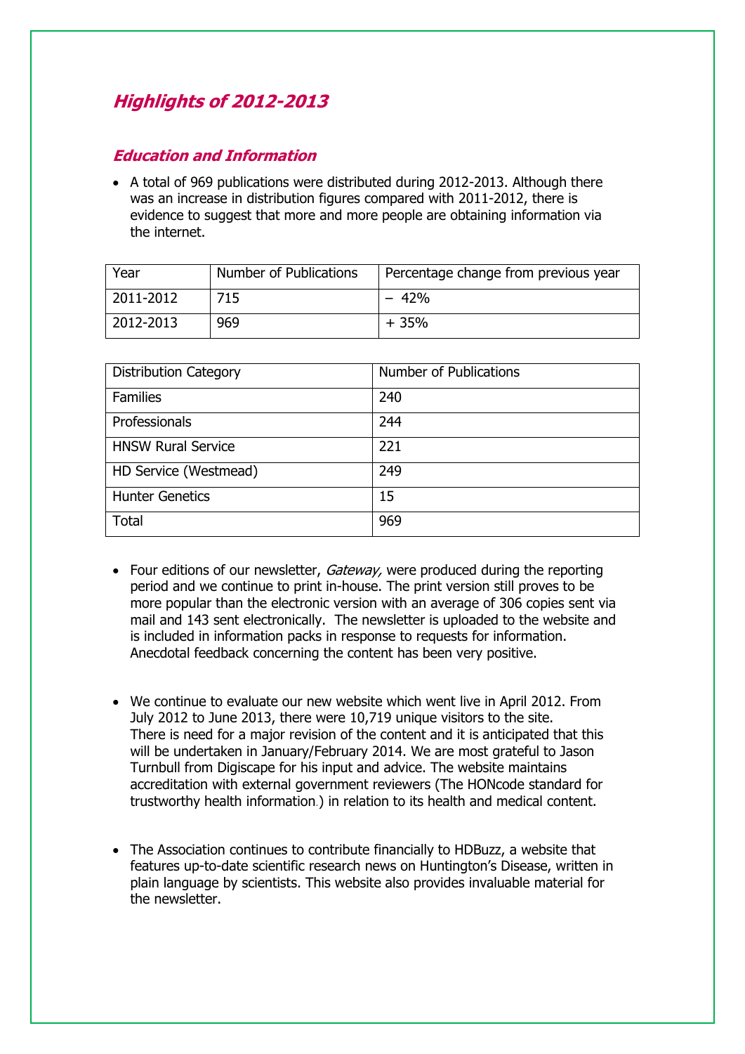## *Highlights of 2012-2013*

### *Education and Information*

- A total of 969 publications were distributed during 2012-2013. Although there was an increase in distribution figures compared with 2011-2012, there is evidence to suggest that more and more people are obtaining information via the internet.

| Year | Number of Publications | Percentage change from previous year |
| --- | --- | --- |
| 2011-2012 | 715 | – 42% |
| 2012-2013 | 969 | + 35% |

| Distribution Category | Number of Publications |
| --- | --- |
| Families | 240 |
| Professionals | 244 |
| HNSW Rural Service | 221 |
| HD Service (Westmead) | 249 |
| Hunter Genetics | 15 |
| Total | 969 |

- Four editions of our newsletter, *Gateway,* were produced during the reporting period and we continue to print in-house. The print version still proves to be more popular than the electronic version with an average of 306 copies sent via mail and 143 sent electronically. The newsletter is uploaded to the website and is included in information packs in response to requests for information. Anecdotal feedback concerning the content has been very positive.

- We continue to evaluate our new website which went live in April 2012. From July 2012 to June 2013, there were 10,719 unique visitors to the site. There is need for a major revision of the content and it is anticipated that this will be undertaken in January/February 2014. We are most grateful to Jason Turnbull from Digiscape for his input and advice. The website maintains accreditation with external government reviewers (The HONcode standard for trustworthy health information.) in relation to its health and medical content.

- The Association continues to contribute financially to HDBuzz, a website that features up-to-date scientific research news on Huntington's Disease, written in plain language by scientists. This website also provides invaluable material for the newsletter.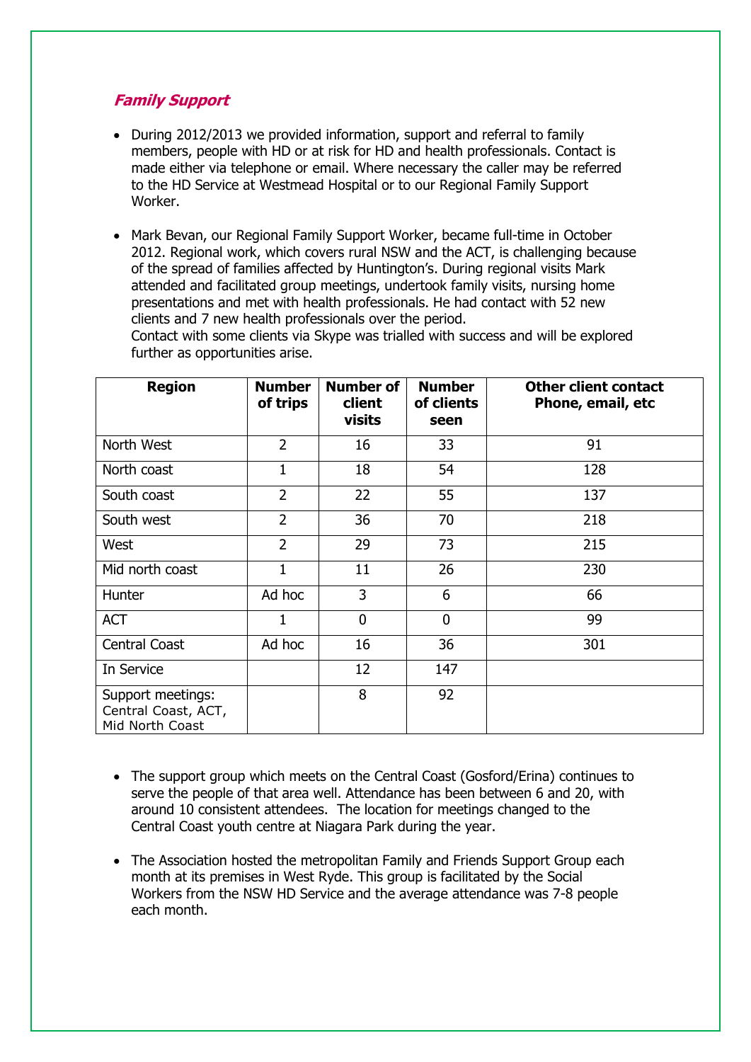## *Family Support*

- During 2012/2013 we provided information, support and referral to family members, people with HD or at risk for HD and health professionals. Contact is made either via telephone or email. Where necessary the caller may be referred to the HD Service at Westmead Hospital or to our Regional Family Support Worker.

- Mark Bevan, our Regional Family Support Worker, became full-time in October 2012. Regional work, which covers rural NSW and the ACT, is challenging because of the spread of families affected by Huntington's. During regional visits Mark attended and facilitated group meetings, undertook family visits, nursing home presentations and met with health professionals. He had contact with 52 new clients and 7 new health professionals over the period.
  Contact with some clients via Skype was trialled with success and will be explored further as opportunities arise.

| Region | Number of trips | Number of client visits | Number of clients seen | Other client contact Phone, email, etc |
|---|---|---|---|---|
| North West | 2 | 16 | 33 | 91 |
| North coast | 1 | 18 | 54 | 128 |
| South coast | 2 | 22 | 55 | 137 |
| South west | 2 | 36 | 70 | 218 |
| West | 2 | 29 | 73 | 215 |
| Mid north coast | 1 | 11 | 26 | 230 |
| Hunter | Ad hoc | 3 | 6 | 66 |
| ACT | 1 | 0 | 0 | 99 |
| Central Coast | Ad hoc | 16 | 36 | 301 |
| In Service | | 12 | 147 | |
| Support meetings: Central Coast, ACT, Mid North Coast | | 8 | 92 | |

- The support group which meets on the Central Coast (Gosford/Erina) continues to serve the people of that area well. Attendance has been between 6 and 20, with around 10 consistent attendees. The location for meetings changed to the Central Coast youth centre at Niagara Park during the year.

- The Association hosted the metropolitan Family and Friends Support Group each month at its premises in West Ryde. This group is facilitated by the Social Workers from the NSW HD Service and the average attendance was 7-8 people each month.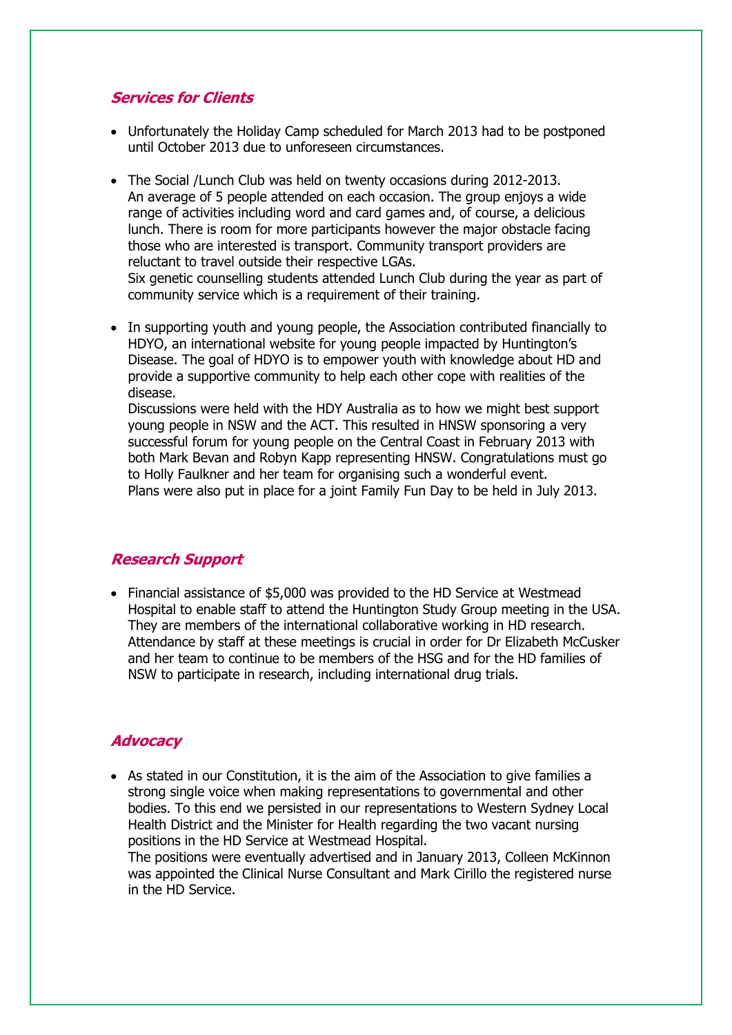### *Services for Clients*

- Unfortunately the Holiday Camp scheduled for March 2013 had to be postponed until October 2013 due to unforeseen circumstances.

- The Social /Lunch Club was held on twenty occasions during 2012-2013. An average of 5 people attended on each occasion. The group enjoys a wide range of activities including word and card games and, of course, a delicious lunch. There is room for more participants however the major obstacle facing those who are interested is transport. Community transport providers are reluctant to travel outside their respective LGAs.
  Six genetic counselling students attended Lunch Club during the year as part of community service which is a requirement of their training.

- In supporting youth and young people, the Association contributed financially to HDYO, an international website for young people impacted by Huntington's Disease. The goal of HDYO is to empower youth with knowledge about HD and provide a supportive community to help each other cope with realities of the disease.
  Discussions were held with the HDY Australia as to how we might best support young people in NSW and the ACT. This resulted in HNSW sponsoring a very successful forum for young people on the Central Coast in February 2013 with both Mark Bevan and Robyn Kapp representing HNSW. Congratulations must go to Holly Faulkner and her team for organising such a wonderful event.
  Plans were also put in place for a joint Family Fun Day to be held in July 2013.

### *Research Support*

- Financial assistance of $5,000 was provided to the HD Service at Westmead Hospital to enable staff to attend the Huntington Study Group meeting in the USA. They are members of the international collaborative working in HD research. Attendance by staff at these meetings is crucial in order for Dr Elizabeth McCusker and her team to continue to be members of the HSG and for the HD families of NSW to participate in research, including international drug trials.

### *Advocacy*

- As stated in our Constitution, it is the aim of the Association to give families a strong single voice when making representations to governmental and other bodies. To this end we persisted in our representations to Western Sydney Local Health District and the Minister for Health regarding the two vacant nursing positions in the HD Service at Westmead Hospital.
  The positions were eventually advertised and in January 2013, Colleen McKinnon was appointed the Clinical Nurse Consultant and Mark Cirillo the registered nurse in the HD Service.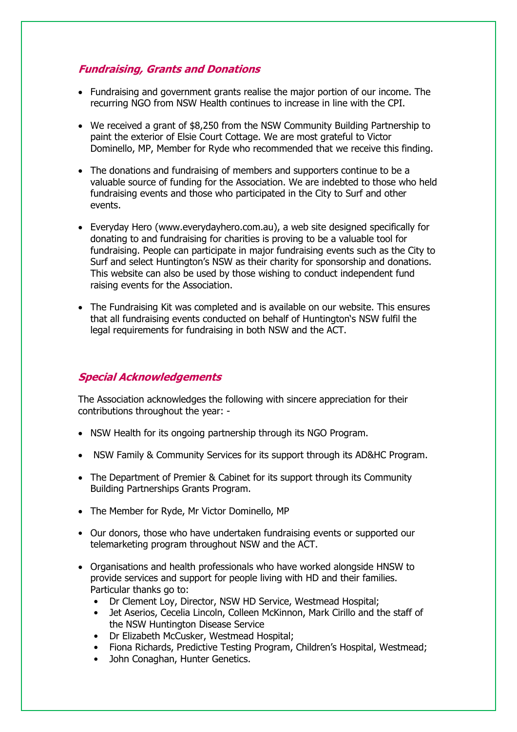## ***Fundraising, Grants and Donations***

- Fundraising and government grants realise the major portion of our income. The recurring NGO from NSW Health continues to increase in line with the CPI.
- We received a grant of $8,250 from the NSW Community Building Partnership to paint the exterior of Elsie Court Cottage. We are most grateful to Victor Dominello, MP, Member for Ryde who recommended that we receive this finding.
- The donations and fundraising of members and supporters continue to be a valuable source of funding for the Association. We are indebted to those who held fundraising events and those who participated in the City to Surf and other events.
- Everyday Hero (www.everydayhero.com.au), a web site designed specifically for donating to and fundraising for charities is proving to be a valuable tool for fundraising. People can participate in major fundraising events such as the City to Surf and select Huntington's NSW as their charity for sponsorship and donations. This website can also be used by those wishing to conduct independent fund raising events for the Association.
- The Fundraising Kit was completed and is available on our website. This ensures that all fundraising events conducted on behalf of Huntington's NSW fulfil the legal requirements for fundraising in both NSW and the ACT.

## ***Special Acknowledgements***

The Association acknowledges the following with sincere appreciation for their contributions throughout the year: -

- NSW Health for its ongoing partnership through its NGO Program.
- NSW Family & Community Services for its support through its AD&HC Program.
- The Department of Premier & Cabinet for its support through its Community Building Partnerships Grants Program.
- The Member for Ryde, Mr Victor Dominello, MP
- Our donors, those who have undertaken fundraising events or supported our telemarketing program throughout NSW and the ACT.
- Organisations and health professionals who have worked alongside HNSW to provide services and support for people living with HD and their families. Particular thanks go to:
  - Dr Clement Loy, Director, NSW HD Service, Westmead Hospital;
  - Jet Aserios, Cecelia Lincoln, Colleen McKinnon, Mark Cirillo and the staff of the NSW Huntington Disease Service
  - Dr Elizabeth McCusker, Westmead Hospital;
  - Fiona Richards, Predictive Testing Program, Children's Hospital, Westmead;
  - John Conaghan, Hunter Genetics.